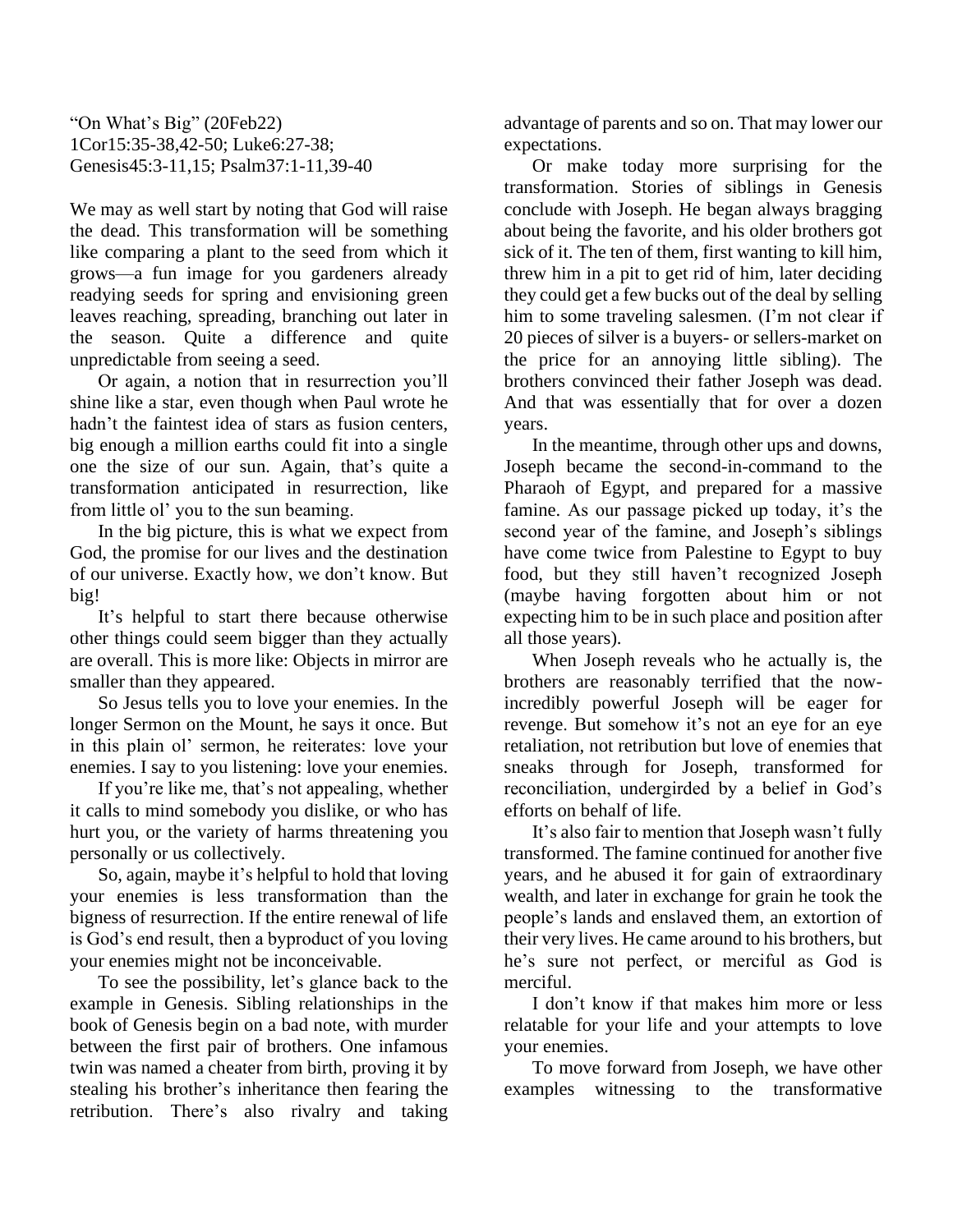"On What's Big" (20Feb22)
1Cor15:35-38,42-50; Luke6:27-38;
Genesis45:3-11,15; Psalm37:1-11,39-40

We may as well start by noting that God will raise the dead. This transformation will be something like comparing a plant to the seed from which it grows—a fun image for you gardeners already readying seeds for spring and envisioning green leaves reaching, spreading, branching out later in the season. Quite a difference and quite unpredictable from seeing a seed.

Or again, a notion that in resurrection you'll shine like a star, even though when Paul wrote he hadn't the faintest idea of stars as fusion centers, big enough a million earths could fit into a single one the size of our sun. Again, that's quite a transformation anticipated in resurrection, like from little ol' you to the sun beaming.

In the big picture, this is what we expect from God, the promise for our lives and the destination of our universe. Exactly how, we don't know. But big!

It's helpful to start there because otherwise other things could seem bigger than they actually are overall. This is more like: Objects in mirror are smaller than they appeared.

So Jesus tells you to love your enemies. In the longer Sermon on the Mount, he says it once. But in this plain ol' sermon, he reiterates: love your enemies. I say to you listening: love your enemies.

If you're like me, that's not appealing, whether it calls to mind somebody you dislike, or who has hurt you, or the variety of harms threatening you personally or us collectively.

So, again, maybe it's helpful to hold that loving your enemies is less transformation than the bigness of resurrection. If the entire renewal of life is God's end result, then a byproduct of you loving your enemies might not be inconceivable.

To see the possibility, let's glance back to the example in Genesis. Sibling relationships in the book of Genesis begin on a bad note, with murder between the first pair of brothers. One infamous twin was named a cheater from birth, proving it by stealing his brother's inheritance then fearing the retribution. There's also rivalry and taking advantage of parents and so on. That may lower our expectations.

Or make today more surprising for the transformation. Stories of siblings in Genesis conclude with Joseph. He began always bragging about being the favorite, and his older brothers got sick of it. The ten of them, first wanting to kill him, threw him in a pit to get rid of him, later deciding they could get a few bucks out of the deal by selling him to some traveling salesmen. (I'm not clear if 20 pieces of silver is a buyers- or sellers-market on the price for an annoying little sibling). The brothers convinced their father Joseph was dead. And that was essentially that for over a dozen years.

In the meantime, through other ups and downs, Joseph became the second-in-command to the Pharaoh of Egypt, and prepared for a massive famine. As our passage picked up today, it's the second year of the famine, and Joseph's siblings have come twice from Palestine to Egypt to buy food, but they still haven't recognized Joseph (maybe having forgotten about him or not expecting him to be in such place and position after all those years).

When Joseph reveals who he actually is, the brothers are reasonably terrified that the now-incredibly powerful Joseph will be eager for revenge. But somehow it's not an eye for an eye retaliation, not retribution but love of enemies that sneaks through for Joseph, transformed for reconciliation, undergirded by a belief in God's efforts on behalf of life.

It's also fair to mention that Joseph wasn't fully transformed. The famine continued for another five years, and he abused it for gain of extraordinary wealth, and later in exchange for grain he took the people's lands and enslaved them, an extortion of their very lives. He came around to his brothers, but he's sure not perfect, or merciful as God is merciful.

I don't know if that makes him more or less relatable for your life and your attempts to love your enemies.

To move forward from Joseph, we have other examples witnessing to the transformative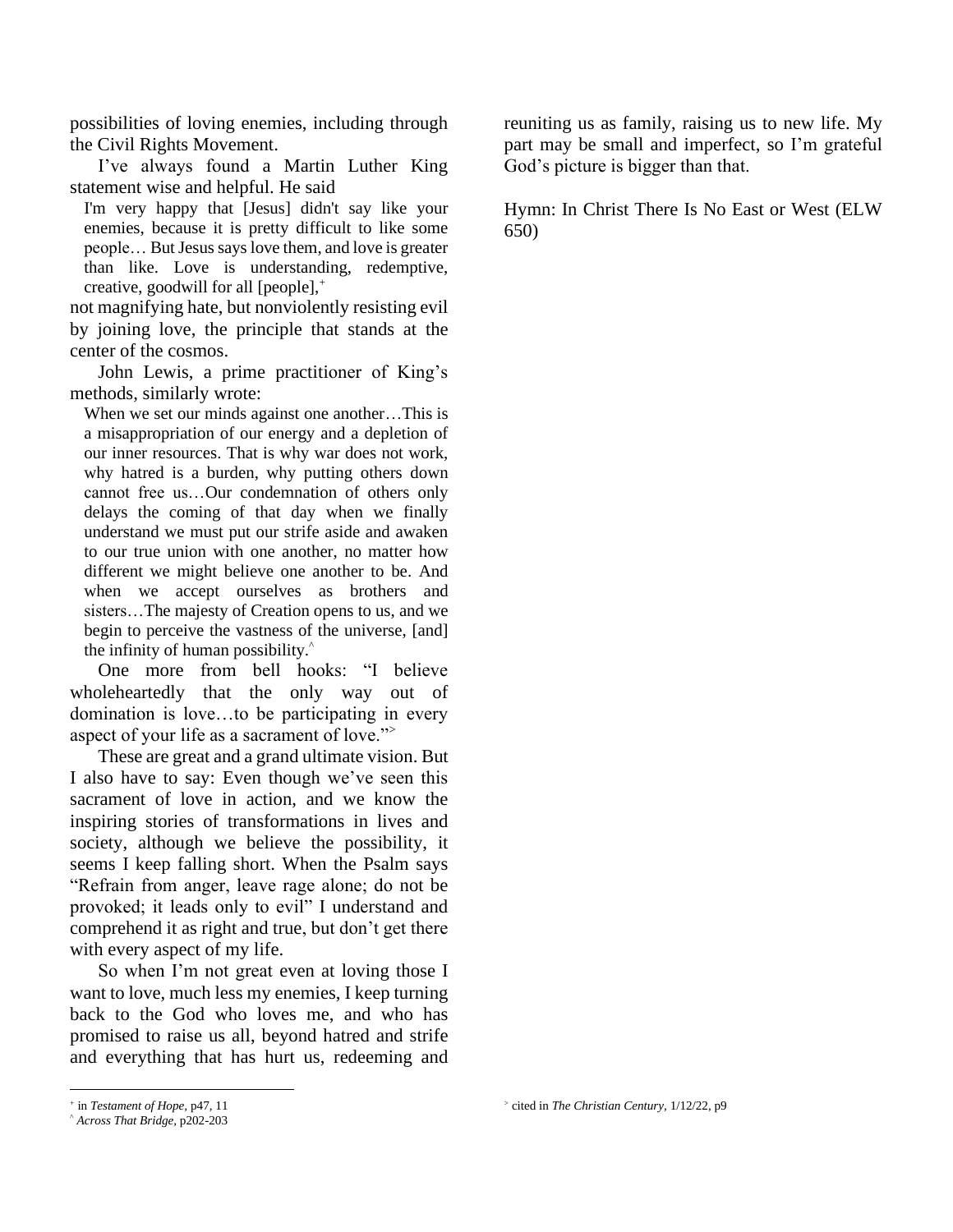possibilities of loving enemies, including through the Civil Rights Movement.

I've always found a Martin Luther King statement wise and helpful. He said

> I'm very happy that [Jesus] didn't say like your enemies, because it is pretty difficult to like some people… But Jesus says love them, and love is greater than like. Love is understanding, redemptive, creative, goodwill for all [people],[+]

not magnifying hate, but nonviolently resisting evil by joining love, the principle that stands at the center of the cosmos.

John Lewis, a prime practitioner of King's methods, similarly wrote:

> When we set our minds against one another…This is a misappropriation of our energy and a depletion of our inner resources. That is why war does not work, why hatred is a burden, why putting others down cannot free us…Our condemnation of others only delays the coming of that day when we finally understand we must put our strife aside and awaken to our true union with one another, no matter how different we might believe one another to be. And when we accept ourselves as brothers and sisters…The majesty of Creation opens to us, and we begin to perceive the vastness of the universe, [and] the infinity of human possibility.[^]

One more from bell hooks: "I believe wholeheartedly that the only way out of domination is love…to be participating in every aspect of your life as a sacrament of love."[>]

These are great and a grand ultimate vision. But I also have to say: Even though we've seen this sacrament of love in action, and we know the inspiring stories of transformations in lives and society, although we believe the possibility, it seems I keep falling short. When the Psalm says "Refrain from anger, leave rage alone; do not be provoked; it leads only to evil" I understand and comprehend it as right and true, but don't get there with every aspect of my life.

So when I'm not great even at loving those I want to love, much less my enemies, I keep turning back to the God who loves me, and who has promised to raise us all, beyond hatred and strife and everything that has hurt us, redeeming and reuniting us as family, raising us to new life. My part may be small and imperfect, so I'm grateful God's picture is bigger than that.

Hymn: In Christ There Is No East or West (ELW 650)

---

[+] in *Testament of Hope*, p47, 11

[^] *Across That Bridge*, p202-203

[>] cited in *The Christian Century*, 1/12/22, p9